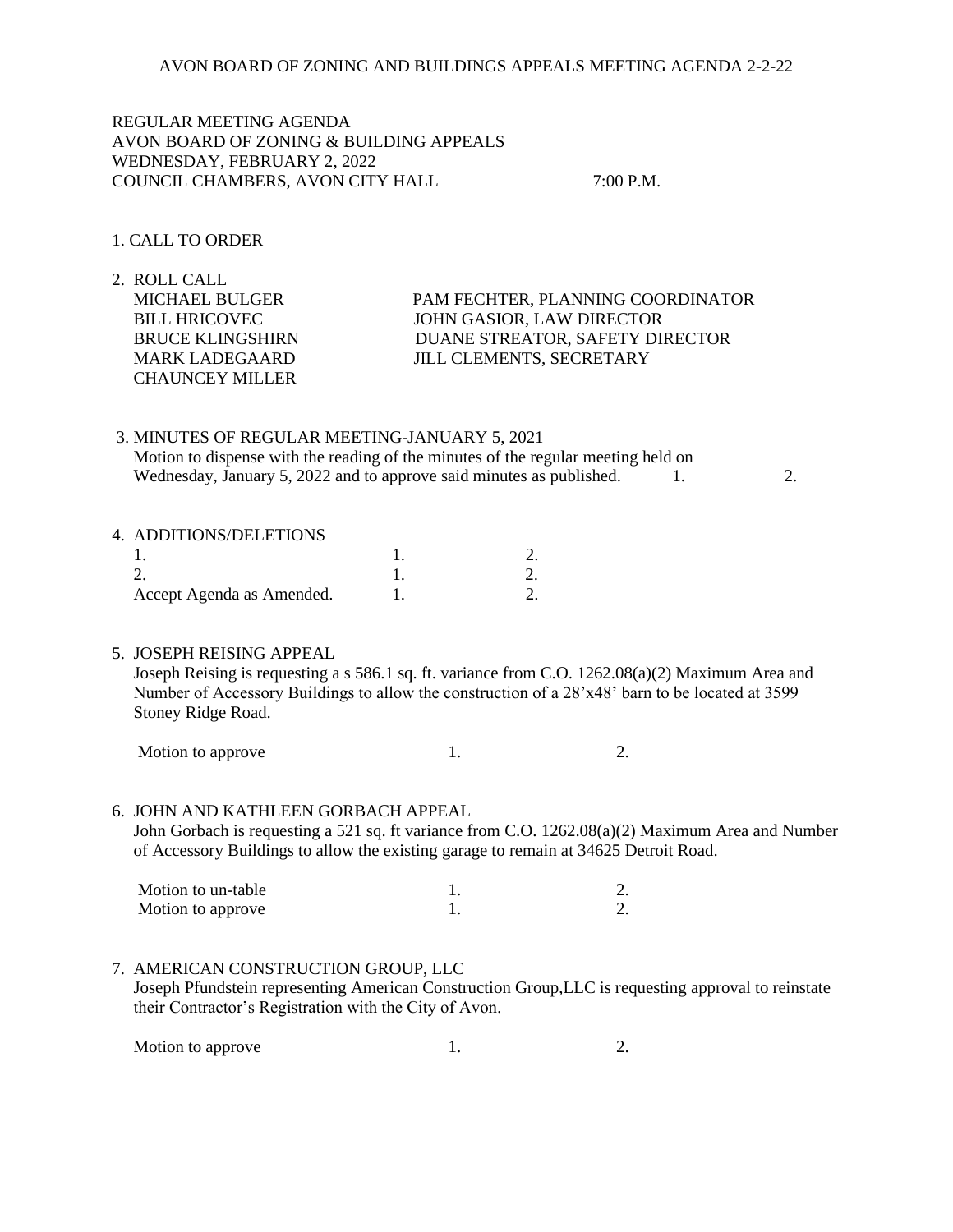AVON BOARD OF ZONING AND BUILDINGS APPEALS MEETING AGENDA 2-2-22

REGULAR MEETING AGENDA
AVON BOARD OF ZONING & BUILDING APPEALS
WEDNESDAY, FEBRUARY 2, 2022
COUNCIL CHAMBERS, AVON CITY HALL 7:00 P.M.

1. CALL TO ORDER

2. ROLL CALL

| | |
|---|---|
| MICHAEL BULGER | PAM FECHTER, PLANNING COORDINATOR |
| BILL HRICOVEC | JOHN GASIOR, LAW DIRECTOR |
| BRUCE KLINGSHIRN | DUANE STREATOR, SAFETY DIRECTOR |
| MARK LADEGAARD | JILL CLEMENTS, SECRETARY |
| CHAUNCEY MILLER | |

3. MINUTES OF REGULAR MEETING-JANUARY 5, 2021
   Motion to dispense with the reading of the minutes of the regular meeting held on Wednesday, January 5, 2022 and to approve said minutes as published. 1. 2.

4. ADDITIONS/DELETIONS

| | | |
|---|---|---|
| 1. | 1. | 2. |
| 2. | 1. | 2. |
| Accept Agenda as Amended. | 1. | 2. |

5. JOSEPH REISING APPEAL
   Joseph Reising is requesting a s 586.1 sq. ft. variance from C.O. 1262.08(a)(2) Maximum Area and Number of Accessory Buildings to allow the construction of a 28'x48' barn to be located at 3599 Stoney Ridge Road.

   Motion to approve 1. 2.

6. JOHN AND KATHLEEN GORBACH APPEAL
   John Gorbach is requesting a 521 sq. ft variance from C.O. 1262.08(a)(2) Maximum Area and Number of Accessory Buildings to allow the existing garage to remain at 34625 Detroit Road.

   Motion to un-table 1. 2.
   Motion to approve 1. 2.

7. AMERICAN CONSTRUCTION GROUP, LLC
   Joseph Pfundstein representing American Construction Group,LLC is requesting approval to reinstate their Contractor's Registration with the City of Avon.

   Motion to approve 1. 2.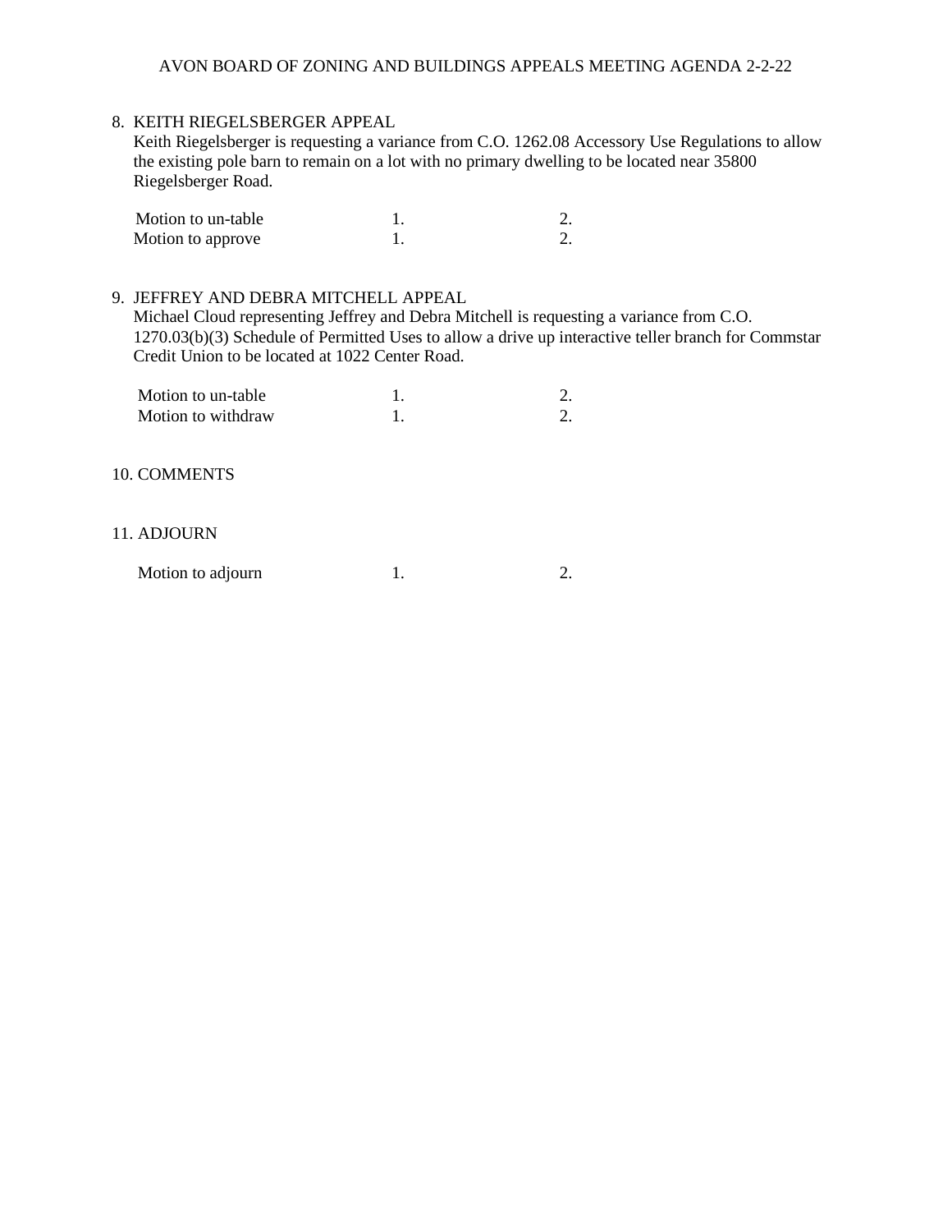8. KEITH RIEGELSBERGER APPEAL
   Keith Riegelsberger is requesting a variance from C.O. 1262.08 Accessory Use Regulations to allow the existing pole barn to remain on a lot with no primary dwelling to be located near 35800 Riegelsberger Road.

| | | |
|---|---|---|
| Motion to un-table | 1. | 2. |
| Motion to approve | 1. | 2. |

9. JEFFREY AND DEBRA MITCHELL APPEAL
   Michael Cloud representing Jeffrey and Debra Mitchell is requesting a variance from C.O. 1270.03(b)(3) Schedule of Permitted Uses to allow a drive up interactive teller branch for Commstar Credit Union to be located at 1022 Center Road.

| | | |
|---|---|---|
| Motion to un-table | 1. | 2. |
| Motion to withdraw | 1. | 2. |

10. COMMENTS

11. ADJOURN

| | | |
|---|---|---|
| Motion to adjourn | 1. | 2. |